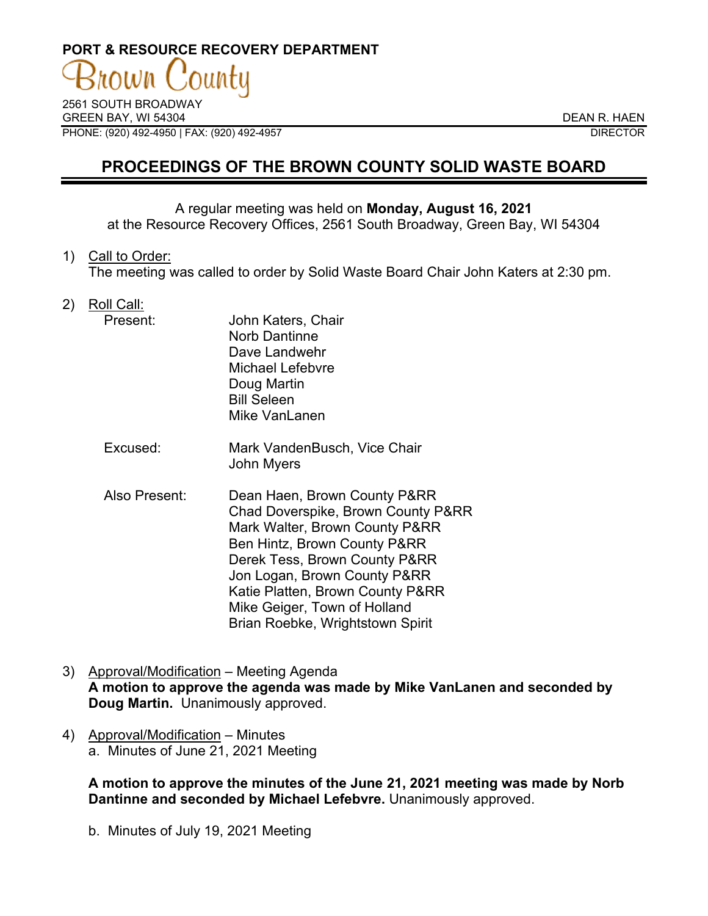PORT & RESOURCE RECOVERY DEPARTMENT

Brown County

2561 SOUTH BROADWAY
GREEN BAY, WI 54304
PHONE: (920) 492-4950 | FAX: (920) 492-4957

DEAN R. HAEN
DIRECTOR

# PROCEEDINGS OF THE BROWN COUNTY SOLID WASTE BOARD

A regular meeting was held on **Monday, August 16, 2021**
at the Resource Recovery Offices, 2561 South Broadway, Green Bay, WI 54304

1) Call to Order:
The meeting was called to order by Solid Waste Board Chair John Katers at 2:30 pm.

2) Roll Call:

Present:
- John Katers, Chair
- Norb Dantinne
- Dave Landwehr
- Michael Lefebvre
- Doug Martin
- Bill Seleen
- Mike VanLanen

Excused:
- Mark VandenBusch, Vice Chair
- John Myers

Also Present:
- Dean Haen, Brown County P&RR
- Chad Doverspike, Brown County P&RR
- Mark Walter, Brown County P&RR
- Ben Hintz, Brown County P&RR
- Derek Tess, Brown County P&RR
- Jon Logan, Brown County P&RR
- Katie Platten, Brown County P&RR
- Mike Geiger, Town of Holland
- Brian Roebke, Wrightstown Spirit

3) Approval/Modification – Meeting Agenda
**A motion to approve the agenda was made by Mike VanLanen and seconded by Doug Martin.** Unanimously approved.

4) Approval/Modification – Minutes
a. Minutes of June 21, 2021 Meeting

**A motion to approve the minutes of the June 21, 2021 meeting was made by Norb Dantinne and seconded by Michael Lefebvre.** Unanimously approved.

b. Minutes of July 19, 2021 Meeting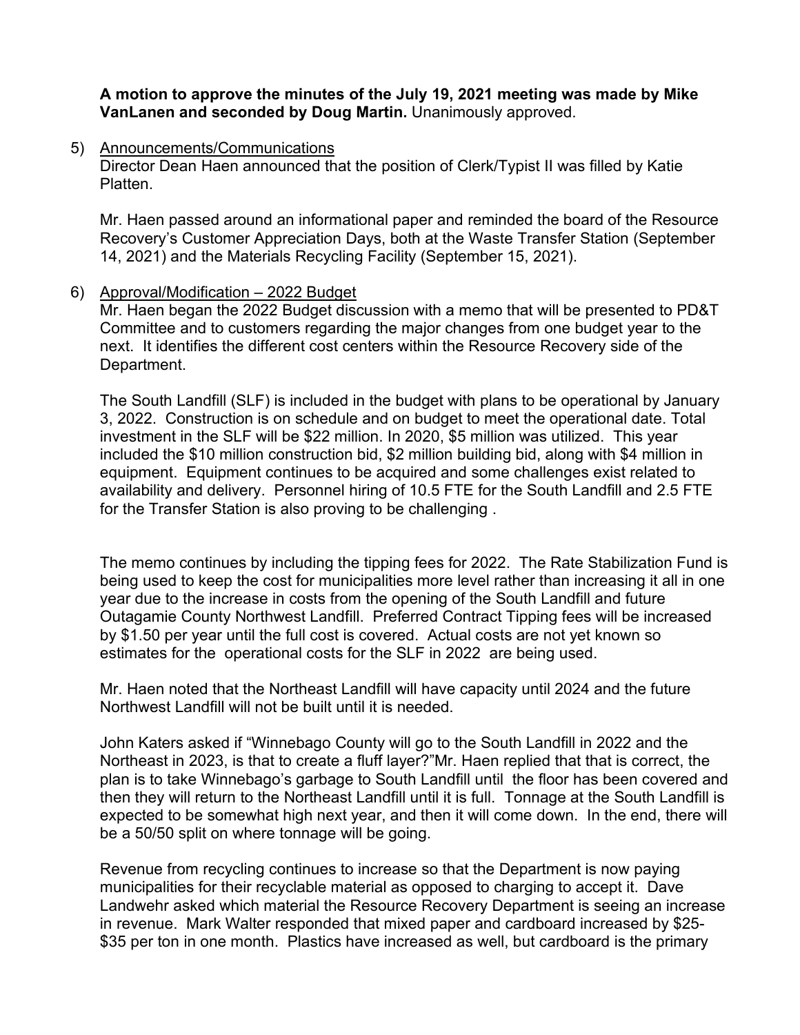**A motion to approve the minutes of the July 19, 2021 meeting was made by Mike VanLanen and seconded by Doug Martin.** Unanimously approved.

5) Announcements/Communications

Director Dean Haen announced that the position of Clerk/Typist II was filled by Katie Platten.

Mr. Haen passed around an informational paper and reminded the board of the Resource Recovery's Customer Appreciation Days, both at the Waste Transfer Station (September 14, 2021) and the Materials Recycling Facility (September 15, 2021).

6) Approval/Modification – 2022 Budget

Mr. Haen began the 2022 Budget discussion with a memo that will be presented to PD&T Committee and to customers regarding the major changes from one budget year to the next. It identifies the different cost centers within the Resource Recovery side of the Department.

The South Landfill (SLF) is included in the budget with plans to be operational by January 3, 2022. Construction is on schedule and on budget to meet the operational date. Total investment in the SLF will be $22 million. In 2020, $5 million was utilized. This year included the $10 million construction bid, $2 million building bid, along with $4 million in equipment. Equipment continues to be acquired and some challenges exist related to availability and delivery. Personnel hiring of 10.5 FTE for the South Landfill and 2.5 FTE for the Transfer Station is also proving to be challenging .

The memo continues by including the tipping fees for 2022. The Rate Stabilization Fund is being used to keep the cost for municipalities more level rather than increasing it all in one year due to the increase in costs from the opening of the South Landfill and future Outagamie County Northwest Landfill. Preferred Contract Tipping fees will be increased by $1.50 per year until the full cost is covered. Actual costs are not yet known so estimates for the operational costs for the SLF in 2022 are being used.

Mr. Haen noted that the Northeast Landfill will have capacity until 2024 and the future Northwest Landfill will not be built until it is needed.

John Katers asked if "Winnebago County will go to the South Landfill in 2022 and the Northeast in 2023, is that to create a fluff layer?"Mr. Haen replied that that is correct, the plan is to take Winnebago's garbage to South Landfill until the floor has been covered and then they will return to the Northeast Landfill until it is full. Tonnage at the South Landfill is expected to be somewhat high next year, and then it will come down. In the end, there will be a 50/50 split on where tonnage will be going.

Revenue from recycling continues to increase so that the Department is now paying municipalities for their recyclable material as opposed to charging to accept it. Dave Landwehr asked which material the Resource Recovery Department is seeing an increase in revenue. Mark Walter responded that mixed paper and cardboard increased by $25-$35 per ton in one month. Plastics have increased as well, but cardboard is the primary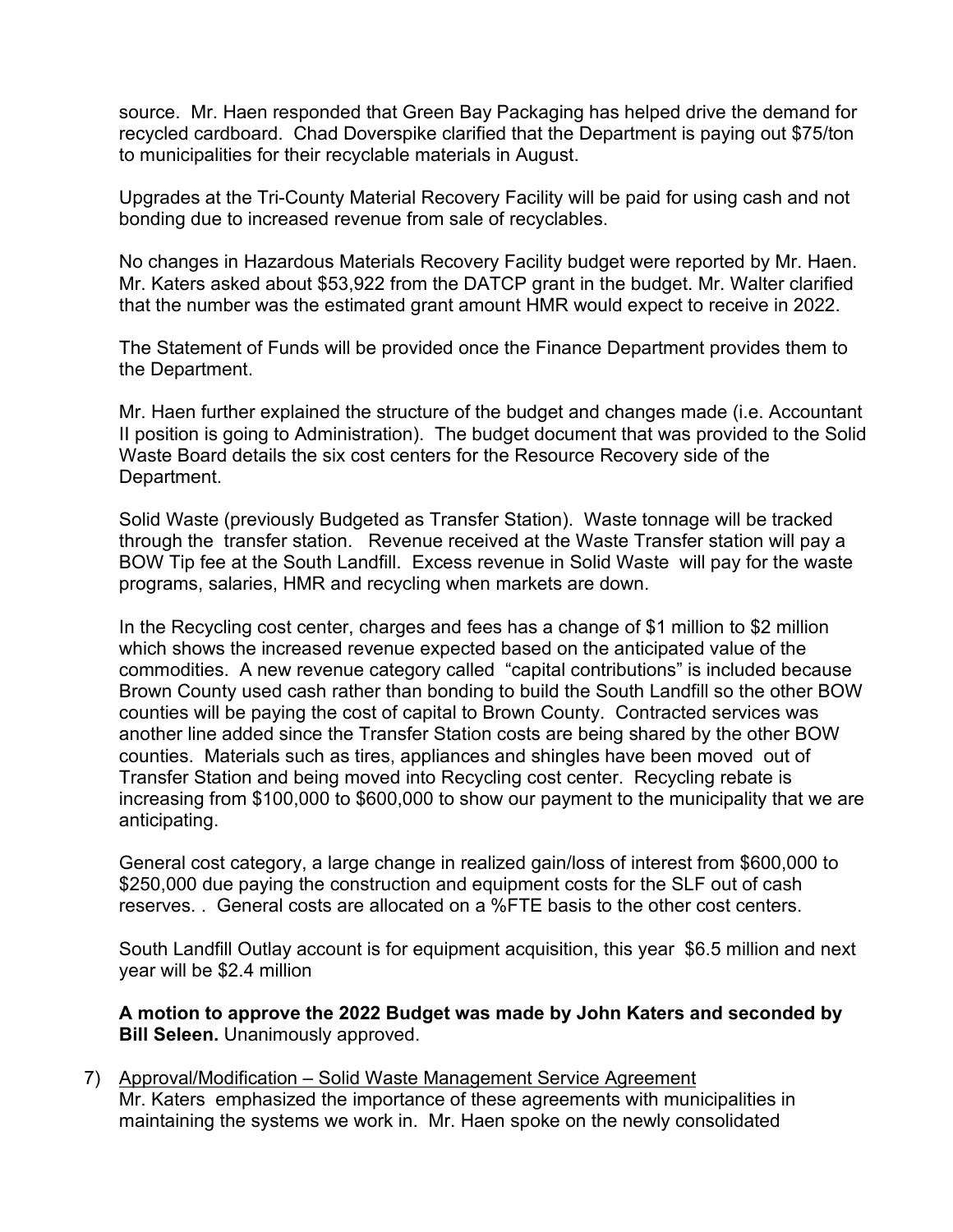source. Mr. Haen responded that Green Bay Packaging has helped drive the demand for recycled cardboard. Chad Doverspike clarified that the Department is paying out $75/ton to municipalities for their recyclable materials in August.

Upgrades at the Tri-County Material Recovery Facility will be paid for using cash and not bonding due to increased revenue from sale of recyclables.

No changes in Hazardous Materials Recovery Facility budget were reported by Mr. Haen. Mr. Katers asked about $53,922 from the DATCP grant in the budget. Mr. Walter clarified that the number was the estimated grant amount HMR would expect to receive in 2022.

The Statement of Funds will be provided once the Finance Department provides them to the Department.

Mr. Haen further explained the structure of the budget and changes made (i.e. Accountant II position is going to Administration). The budget document that was provided to the Solid Waste Board details the six cost centers for the Resource Recovery side of the Department.

Solid Waste (previously Budgeted as Transfer Station). Waste tonnage will be tracked through the transfer station. Revenue received at the Waste Transfer station will pay a BOW Tip fee at the South Landfill. Excess revenue in Solid Waste will pay for the waste programs, salaries, HMR and recycling when markets are down.

In the Recycling cost center, charges and fees has a change of $1 million to $2 million which shows the increased revenue expected based on the anticipated value of the commodities. A new revenue category called "capital contributions" is included because Brown County used cash rather than bonding to build the South Landfill so the other BOW counties will be paying the cost of capital to Brown County. Contracted services was another line added since the Transfer Station costs are being shared by the other BOW counties. Materials such as tires, appliances and shingles have been moved out of Transfer Station and being moved into Recycling cost center. Recycling rebate is increasing from $100,000 to $600,000 to show our payment to the municipality that we are anticipating.

General cost category, a large change in realized gain/loss of interest from $600,000 to $250,000 due paying the construction and equipment costs for the SLF out of cash reserves. . General costs are allocated on a %FTE basis to the other cost centers.

South Landfill Outlay account is for equipment acquisition, this year $6.5 million and next year will be $2.4 million

**A motion to approve the 2022 Budget was made by John Katers and seconded by Bill Seleen.** Unanimously approved.

7) Approval/Modification – Solid Waste Management Service Agreement
Mr. Katers emphasized the importance of these agreements with municipalities in maintaining the systems we work in. Mr. Haen spoke on the newly consolidated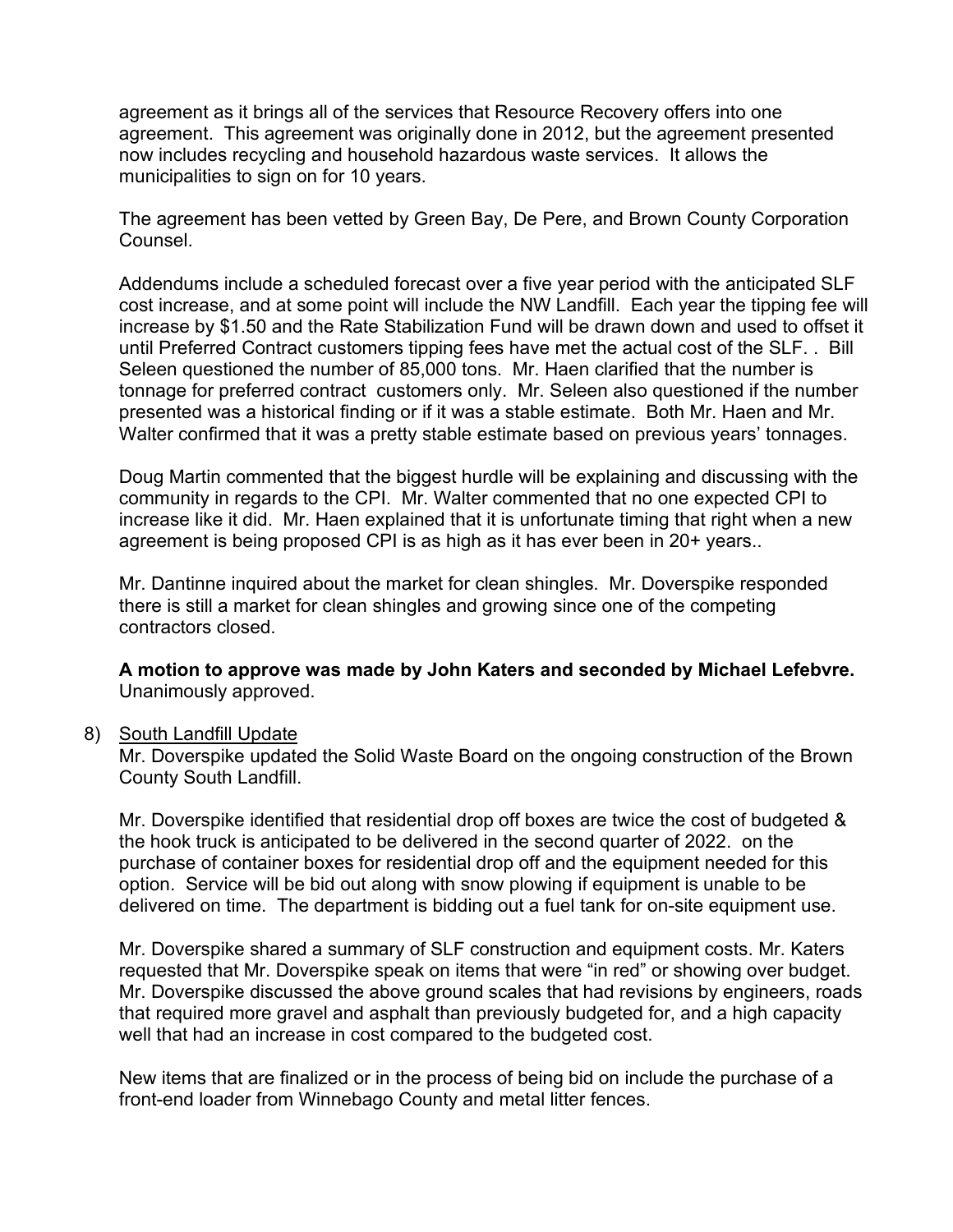agreement as it brings all of the services that Resource Recovery offers into one agreement. This agreement was originally done in 2012, but the agreement presented now includes recycling and household hazardous waste services. It allows the municipalities to sign on for 10 years.

The agreement has been vetted by Green Bay, De Pere, and Brown County Corporation Counsel.

Addendums include a scheduled forecast over a five year period with the anticipated SLF cost increase, and at some point will include the NW Landfill. Each year the tipping fee will increase by $1.50 and the Rate Stabilization Fund will be drawn down and used to offset it until Preferred Contract customers tipping fees have met the actual cost of the SLF. . Bill Seleen questioned the number of 85,000 tons. Mr. Haen clarified that the number is tonnage for preferred contract customers only. Mr. Seleen also questioned if the number presented was a historical finding or if it was a stable estimate. Both Mr. Haen and Mr. Walter confirmed that it was a pretty stable estimate based on previous years' tonnages.

Doug Martin commented that the biggest hurdle will be explaining and discussing with the community in regards to the CPI. Mr. Walter commented that no one expected CPI to increase like it did. Mr. Haen explained that it is unfortunate timing that right when a new agreement is being proposed CPI is as high as it has ever been in 20+ years..

Mr. Dantinne inquired about the market for clean shingles. Mr. Doverspike responded there is still a market for clean shingles and growing since one of the competing contractors closed.

**A motion to approve was made by John Katers and seconded by Michael Lefebvre.** Unanimously approved.

8) South Landfill Update

Mr. Doverspike updated the Solid Waste Board on the ongoing construction of the Brown County South Landfill.

Mr. Doverspike identified that residential drop off boxes are twice the cost of budgeted & the hook truck is anticipated to be delivered in the second quarter of 2022. on the purchase of container boxes for residential drop off and the equipment needed for this option. Service will be bid out along with snow plowing if equipment is unable to be delivered on time. The department is bidding out a fuel tank for on-site equipment use.

Mr. Doverspike shared a summary of SLF construction and equipment costs. Mr. Katers requested that Mr. Doverspike speak on items that were "in red" or showing over budget. Mr. Doverspike discussed the above ground scales that had revisions by engineers, roads that required more gravel and asphalt than previously budgeted for, and a high capacity well that had an increase in cost compared to the budgeted cost.

New items that are finalized or in the process of being bid on include the purchase of a front-end loader from Winnebago County and metal litter fences.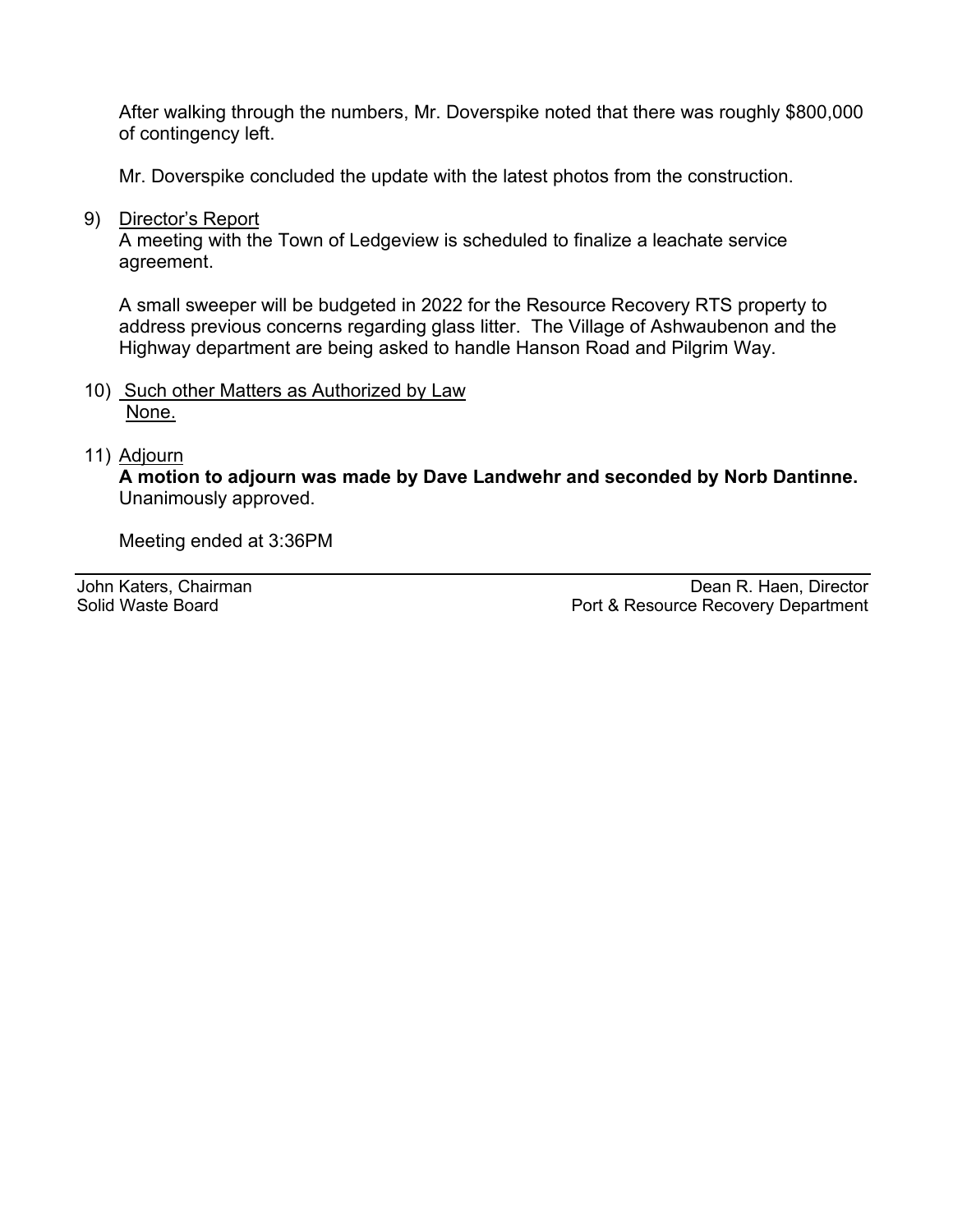After walking through the numbers, Mr. Doverspike noted that there was roughly $800,000 of contingency left.

Mr. Doverspike concluded the update with the latest photos from the construction.

9) Director's Report

A meeting with the Town of Ledgeview is scheduled to finalize a leachate service agreement.

A small sweeper will be budgeted in 2022 for the Resource Recovery RTS property to address previous concerns regarding glass litter. The Village of Ashwaubenon and the Highway department are being asked to handle Hanson Road and Pilgrim Way.

10) Such other Matters as Authorized by Law

None.

11) Adjourn

**A motion to adjourn was made by Dave Landwehr and seconded by Norb Dantinne.** Unanimously approved.

Meeting ended at 3:36PM

---

John Katers, Chairman
Solid Waste Board

Dean R. Haen, Director
Port & Resource Recovery Department